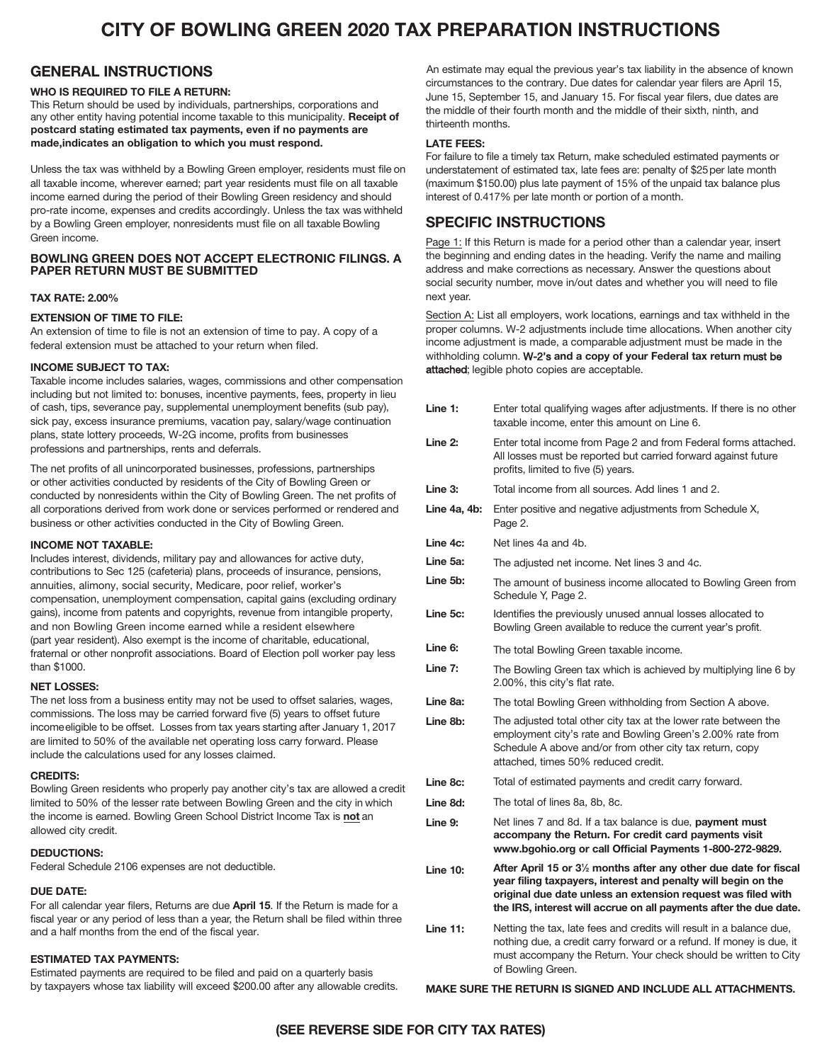# CITY OF BOWLING GREEN 2020 TAX PREPARATION INSTRUCTIONS

## GENERAL INSTRUCTIONS

### WHO IS REQUIRED TO FILE A RETURN:

This Return should be used by individuals, partnerships, corporations and any other entity having potential income taxable to this municipality. **Receipt of postcard stating estimated tax payments, even if no payments are made,indicates an obligation to which you must respond.**

Unless the tax was withheld by a Bowling Green employer, residents must file on all taxable income, wherever earned; part year residents must file on all taxable income earned during the period of their Bowling Green residency and should pro-rate income, expenses and credits accordingly. Unless the tax was withheld by a Bowling Green employer, nonresidents must file on all taxable Bowling Green income.

### BOWLING GREEN DOES NOT ACCEPT ELECTRONIC FILINGS. A PAPER RETURN MUST BE SUBMITTED

### TAX RATE: 2.00%

### EXTENSION OF TIME TO FILE:

An extension of time to file is not an extension of time to pay. A copy of a federal extension must be attached to your return when filed.

### INCOME SUBJECT TO TAX:

Taxable income includes salaries, wages, commissions and other compensation including but not limited to: bonuses, incentive payments, fees, property in lieu of cash, tips, severance pay, supplemental unemployment benefits (sub pay), sick pay, excess insurance premiums, vacation pay, salary/wage continuation plans, state lottery proceeds, W-2G income, profits from businesses professions and partnerships, rents and deferrals.

The net profits of all unincorporated businesses, professions, partnerships or other activities conducted by residents of the City of Bowling Green or conducted by nonresidents within the City of Bowling Green. The net profits of all corporations derived from work done or services performed or rendered and business or other activities conducted in the City of Bowling Green.

### INCOME NOT TAXABLE:

Includes interest, dividends, military pay and allowances for active duty, contributions to Sec 125 (cafeteria) plans, proceeds of insurance, pensions, annuities, alimony, social security, Medicare, poor relief, worker's compensation, unemployment compensation, capital gains (excluding ordinary gains), income from patents and copyrights, revenue from intangible property, and non Bowling Green income earned while a resident elsewhere (part year resident). Also exempt is the income of charitable, educational, fraternal or other nonprofit associations. Board of Election poll worker pay less than $1000.

### NET LOSSES:

The net loss from a business entity may not be used to offset salaries, wages, commissions. The loss may be carried forward five (5) years to offset future income eligible to be offset. Losses from tax years starting after January 1, 2017 are limited to 50% of the available net operating loss carry forward. Please include the calculations used for any losses claimed.

### CREDITS:

Bowling Green residents who properly pay another city's tax are allowed a credit limited to 50% of the lesser rate between Bowling Green and the city in which the income is earned. Bowling Green School District Income Tax is **not** an allowed city credit.

### DEDUCTIONS:

Federal Schedule 2106 expenses are not deductible.

### DUE DATE:

For all calendar year filers, Returns are due **April 15**. If the Return is made for a fiscal year or any period of less than a year, the Return shall be filed within three and a half months from the end of the fiscal year.

### ESTIMATED TAX PAYMENTS:

Estimated payments are required to be filed and paid on a quarterly basis by taxpayers whose tax liability will exceed $200.00 after any allowable credits. An estimate may equal the previous year's tax liability in the absence of known circumstances to the contrary. Due dates for calendar year filers are April 15, June 15, September 15, and January 15. For fiscal year filers, due dates are the middle of their fourth month and the middle of their sixth, ninth, and thirteenth months.

### LATE FEES:

For failure to file a timely tax Return, make scheduled estimated payments or understatement of estimated tax, late fees are: penalty of $25 per late month (maximum $150.00) plus late payment of 15% of the unpaid tax balance plus interest of 0.417% per late month or portion of a month.

## SPECIFIC INSTRUCTIONS

Page 1: If this Return is made for a period other than a calendar year, insert the beginning and ending dates in the heading. Verify the name and mailing address and make corrections as necessary. Answer the questions about social security number, move in/out dates and whether you will need to file next year.

Section A: List all employers, work locations, earnings and tax withheld in the proper columns. W-2 adjustments include time allocations. When another city income adjustment is made, a comparable adjustment must be made in the withholding column. **W-2's and a copy of your Federal tax return must be attached**; legible photo copies are acceptable.

| | |
|---|---|
| **Line 1:** | Enter total qualifying wages after adjustments. If there is no other taxable income, enter this amount on Line 6. |
| **Line 2:** | Enter total income from Page 2 and from Federal forms attached. All losses must be reported but carried forward against future profits, limited to five (5) years. |
| **Line 3:** | Total income from all sources. Add lines 1 and 2. |
| **Line 4a, 4b:** | Enter positive and negative adjustments from Schedule X, Page 2. |
| **Line 4c:** | Net lines 4a and 4b. |
| **Line 5a:** | The adjusted net income. Net lines 3 and 4c. |
| **Line 5b:** | The amount of business income allocated to Bowling Green from Schedule Y, Page 2. |
| **Line 5c:** | Identifies the previously unused annual losses allocated to Bowling Green available to reduce the current year's profit. |
| **Line 6:** | The total Bowling Green taxable income. |
| **Line 7:** | The Bowling Green tax which is achieved by multiplying line 6 by 2.00%, this city's flat rate. |
| **Line 8a:** | The total Bowling Green withholding from Section A above. |
| **Line 8b:** | The adjusted total other city tax at the lower rate between the employment city's rate and Bowling Green's 2.00% rate from Schedule A above and/or from other city tax return, copy attached, times 50% reduced credit. |
| **Line 8c:** | Total of estimated payments and credit carry forward. |
| **Line 8d:** | The total of lines 8a, 8b, 8c. |
| **Line 9:** | Net lines 7 and 8d. If a tax balance is due, **payment must accompany the Return. For credit card payments visit www.bgohio.org or call Official Payments 1-800-272-9829.** |
| **Line 10:** | **After April 15 or 3½ months after any other due date for fiscal year filing taxpayers, interest and penalty will begin on the original due date unless an extension request was filed with the IRS, interest will accrue on all payments after the due date.** |
| **Line 11:** | Netting the tax, late fees and credits will result in a balance due, nothing due, a credit carry forward or a refund. If money is due, it must accompany the Return. Your check should be written to City of Bowling Green. |

**MAKE SURE THE RETURN IS SIGNED AND INCLUDE ALL ATTACHMENTS.**

**(SEE REVERSE SIDE FOR CITY TAX RATES)**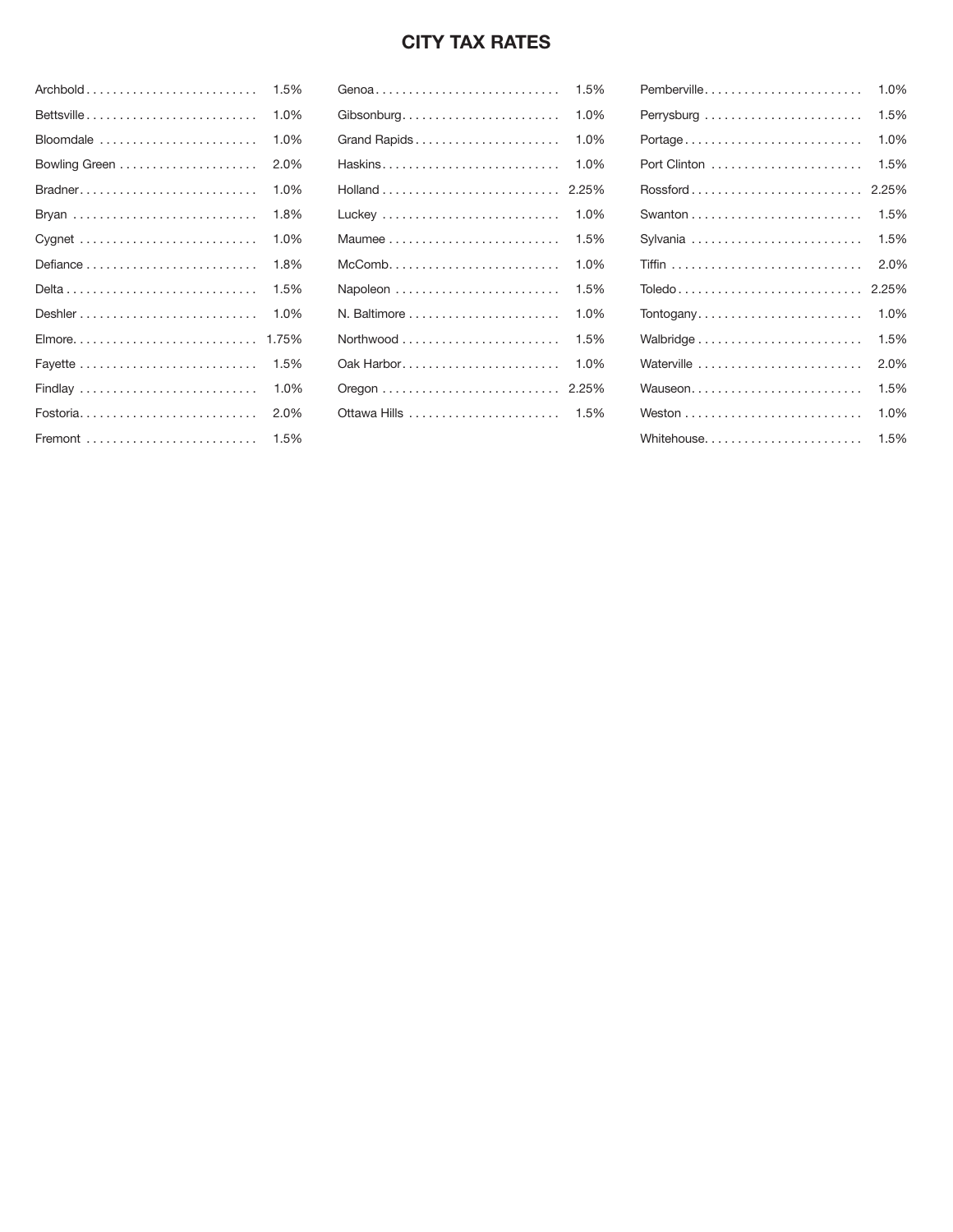# CITY TAX RATES

| | |
|---|---|
| Archbold | 1.5% |
| Bettsville | 1.0% |
| Bloomdale | 1.0% |
| Bowling Green | 2.0% |
| Bradner | 1.0% |
| Bryan | 1.8% |
| Cygnet | 1.0% |
| Defiance | 1.8% |
| Delta | 1.5% |
| Deshler | 1.0% |
| Elmore | 1.75% |
| Fayette | 1.5% |
| Findlay | 1.0% |
| Fostoria | 2.0% |
| Fremont | 1.5% |
| Genoa | 1.5% |
| Gibsonburg | 1.0% |
| Grand Rapids | 1.0% |
| Haskins | 1.0% |
| Holland | 2.25% |
| Luckey | 1.0% |
| Maumee | 1.5% |
| McComb | 1.0% |
| Napoleon | 1.5% |
| N. Baltimore | 1.0% |
| Northwood | 1.5% |
| Oak Harbor | 1.0% |
| Oregon | 2.25% |
| Ottawa Hills | 1.5% |
| Pemberville | 1.0% |
| Perrysburg | 1.5% |
| Portage | 1.0% |
| Port Clinton | 1.5% |
| Rossford | 2.25% |
| Swanton | 1.5% |
| Sylvania | 1.5% |
| Tiffin | 2.0% |
| Toledo | 2.25% |
| Tontogany | 1.0% |
| Walbridge | 1.5% |
| Waterville | 2.0% |
| Wauseon | 1.5% |
| Weston | 1.0% |
| Whitehouse | 1.5% |